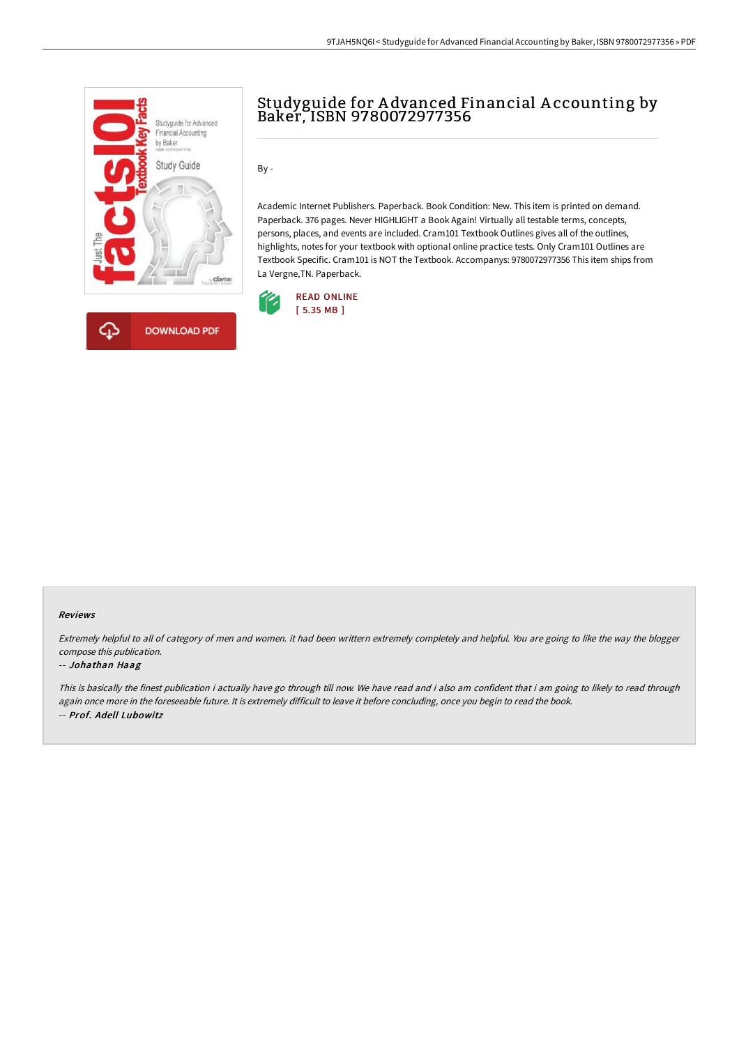# Studyguide for Advanced Financial Accounting by Baker, ISBN 9780072977356

By -

Academic Internet Publishers. Paperback. Book Condition: New. This item is printed on demand. Paperback. 376 pages. Never HIGHLIGHT a Book Again! Virtually all testable terms, concepts, persons, places, and events are included. Cram101 Textbook Outlines gives all of the outlines, highlights, notes for your textbook with optional online practice tests. Only Cram101 Outlines are Textbook Specific. Cram101 is NOT the Textbook. Accompanys: 9780072977356 This item ships from La Vergne,TN. Paperback.

READ ONLINE
[ 5.35 MB ]

DOWNLOAD PDF

### Reviews

*Extremely helpful to all of category of men and women. it had been writtern extremely completely and helpful. You are going to like the way the blogger compose this publication.*

*-- Johathan Haag*

*This is basically the finest publication i actually have go through till now. We have read and i also am confident that i am going to likely to read through again once more in the foreseeable future. It is extremely difficult to leave it before concluding, once you begin to read the book.*

*-- Prof. Adell Lubowitz*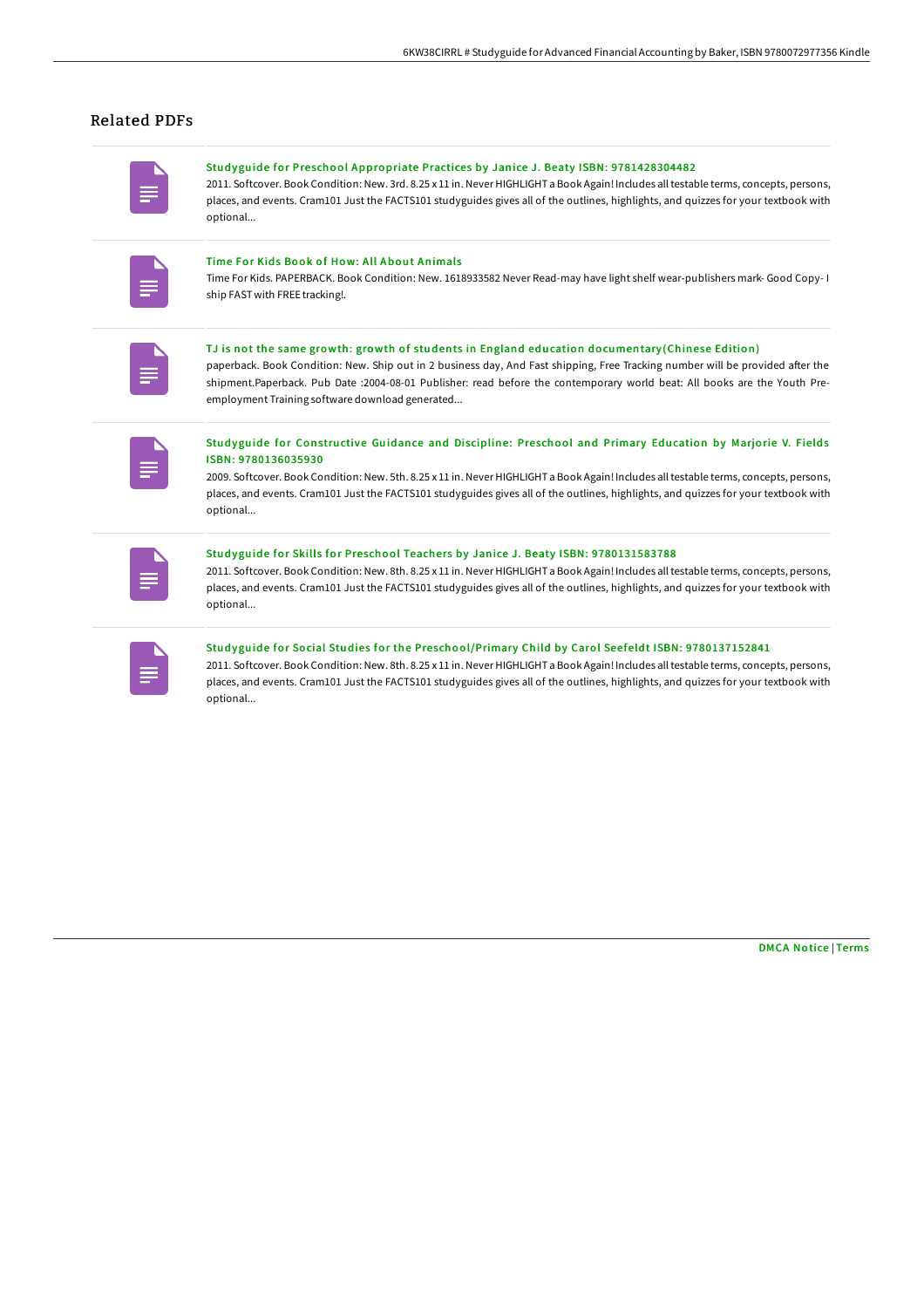## Related PDFs

### Studyguide for Preschool Appropriate Practices by Janice J. Beaty ISBN: 9781428304482

2011. Softcover. Book Condition: New. 3rd. 8.25 x 11 in. Never HIGHLIGHT a Book Again! Includes all testable terms, concepts, persons, places, and events. Cram101 Just the FACTS101 studyguides gives all of the outlines, highlights, and quizzes for your textbook with optional...

### Time For Kids Book of How: All About Animals

Time For Kids. PAPERBACK. Book Condition: New. 1618933582 Never Read-may have light shelf wear-publishers mark- Good Copy- I ship FAST with FREE tracking!.

### TJ is not the same growth: growth of students in England education documentary(Chinese Edition)

paperback. Book Condition: New. Ship out in 2 business day, And Fast shipping, Free Tracking number will be provided after the shipment.Paperback. Pub Date :2004-08-01 Publisher: read before the contemporary world beat: All books are the Youth Pre-employment Training software download generated...

### Studyguide for Constructive Guidance and Discipline: Preschool and Primary Education by Marjorie V. Fields ISBN: 9780136035930

2009. Softcover. Book Condition: New. 5th. 8.25 x 11 in. Never HIGHLIGHT a Book Again! Includes all testable terms, concepts, persons, places, and events. Cram101 Just the FACTS101 studyguides gives all of the outlines, highlights, and quizzes for your textbook with optional...

### Studyguide for Skills for Preschool Teachers by Janice J. Beaty ISBN: 9780131583788

2011. Softcover. Book Condition: New. 8th. 8.25 x 11 in. Never HIGHLIGHT a Book Again! Includes all testable terms, concepts, persons, places, and events. Cram101 Just the FACTS101 studyguides gives all of the outlines, highlights, and quizzes for your textbook with optional...

### Studyguide for Social Studies for the Preschool/Primary Child by Carol Seefeldt ISBN: 9780137152841

2011. Softcover. Book Condition: New. 8th. 8.25 x 11 in. Never HIGHLIGHT a Book Again! Includes all testable terms, concepts, persons, places, and events. Cram101 Just the FACTS101 studyguides gives all of the outlines, highlights, and quizzes for your textbook with optional...

DMCA Notice | Terms